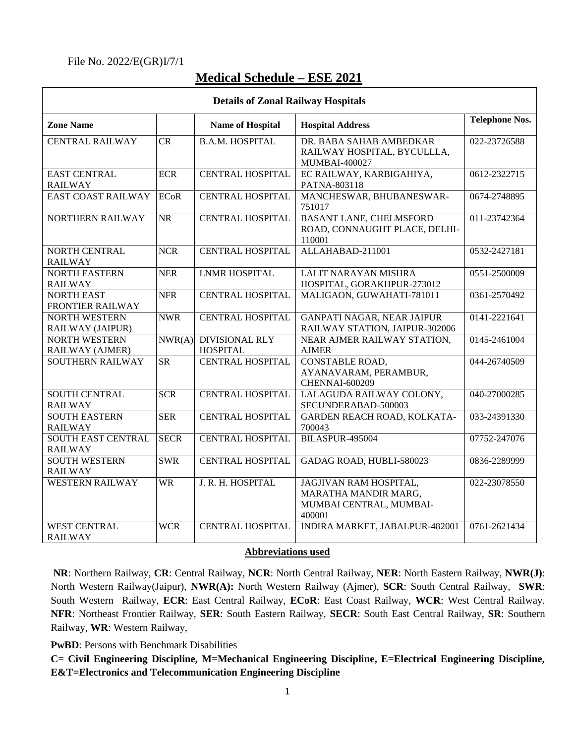File No. 2022/E(GR)I/7/1

# Medical Schedule – ESE 2021

| Details of Zonal Railway Hospitals | | | | |
|---|---|---|---|---|
| **Zone Name** | | **Name of Hospital** | **Hospital Address** | **Telephone Nos.** |
| CENTRAL RAILWAY | CR | B.A.M. HOSPITAL | DR. BABA SAHAB AMBEDKAR RAILWAY HOSPITAL, BYCULLLA, MUMBAI-400027 | 022-23726588 |
| EAST CENTRAL RAILWAY | ECR | CENTRAL HOSPITAL | EC RAILWAY, KARBIGAHIYA, PATNA-803118 | 0612-2322715 |
| EAST COAST RAILWAY | ECoR | CENTRAL HOSPITAL | MANCHESWAR, BHUBANESWAR-751017 | 0674-2748895 |
| NORTHERN RAILWAY | NR | CENTRAL HOSPITAL | BASANT LANE, CHELMSFORD ROAD, CONNAUGHT PLACE, DELHI-110001 | 011-23742364 |
| NORTH CENTRAL RAILWAY | NCR | CENTRAL HOSPITAL | ALLAHABAD-211001 | 0532-2427181 |
| NORTH EASTERN RAILWAY | NER | LNMR HOSPITAL | LALIT NARAYAN MISHRA HOSPITAL, GORAKHPUR-273012 | 0551-2500009 |
| NORTH EAST FRONTIER RAILWAY | NFR | CENTRAL HOSPITAL | MALIGAON, GUWAHATI-781011 | 0361-2570492 |
| NORTH WESTERN RAILWAY (JAIPUR) | NWR | CENTRAL HOSPITAL | GANPATI NAGAR, NEAR JAIPUR RAILWAY STATION, JAIPUR-302006 | 0141-2221641 |
| NORTH WESTERN RAILWAY (AJMER) | NWR(A) | DIVISIONAL RLY HOSPITAL | NEAR AJMER RAILWAY STATION, AJMER | 0145-2461004 |
| SOUTHERN RAILWAY | SR | CENTRAL HOSPITAL | CONSTABLE ROAD, AYANAVARAM, PERAMBUR, CHENNAI-600209 | 044-26740509 |
| SOUTH CENTRAL RAILWAY | SCR | CENTRAL HOSPITAL | LALAGUDA RAILWAY COLONY, SECUNDERABAD-500003 | 040-27000285 |
| SOUTH EASTERN RAILWAY | SER | CENTRAL HOSPITAL | GARDEN REACH ROAD, KOLKATA-700043 | 033-24391330 |
| SOUTH EAST CENTRAL RAILWAY | SECR | CENTRAL HOSPITAL | BILASPUR-495004 | 07752-247076 |
| SOUTH WESTERN RAILWAY | SWR | CENTRAL HOSPITAL | GADAG ROAD, HUBLI-580023 | 0836-2289999 |
| WESTERN RAILWAY | WR | J. R. H. HOSPITAL | JAGJIVAN RAM HOSPITAL, MARATHA MANDIR MARG, MUMBAI CENTRAL, MUMBAI-400001 | 022-23078550 |
| WEST CENTRAL RAILWAY | WCR | CENTRAL HOSPITAL | INDIRA MARKET, JABALPUR-482001 | 0761-2621434 |

**Abbreviations used**

**NR**: Northern Railway, **CR**: Central Railway, **NCR**: North Central Railway, **NER**: North Eastern Railway, **NWR(J)**: North Western Railway(Jaipur), **NWR(A):** North Western Railway (Ajmer), **SCR**: South Central Railway, **SWR**: South Western Railway, **ECR**: East Central Railway, **ECoR**: East Coast Railway, **WCR**: West Central Railway. **NFR**: Northeast Frontier Railway, **SER**: South Eastern Railway, **SECR**: South East Central Railway, **SR**: Southern Railway, **WR**: Western Railway,

**PwBD**: Persons with Benchmark Disabilities

**C= Civil Engineering Discipline, M=Mechanical Engineering Discipline, E=Electrical Engineering Discipline, E&T=Electronics and Telecommunication Engineering Discipline**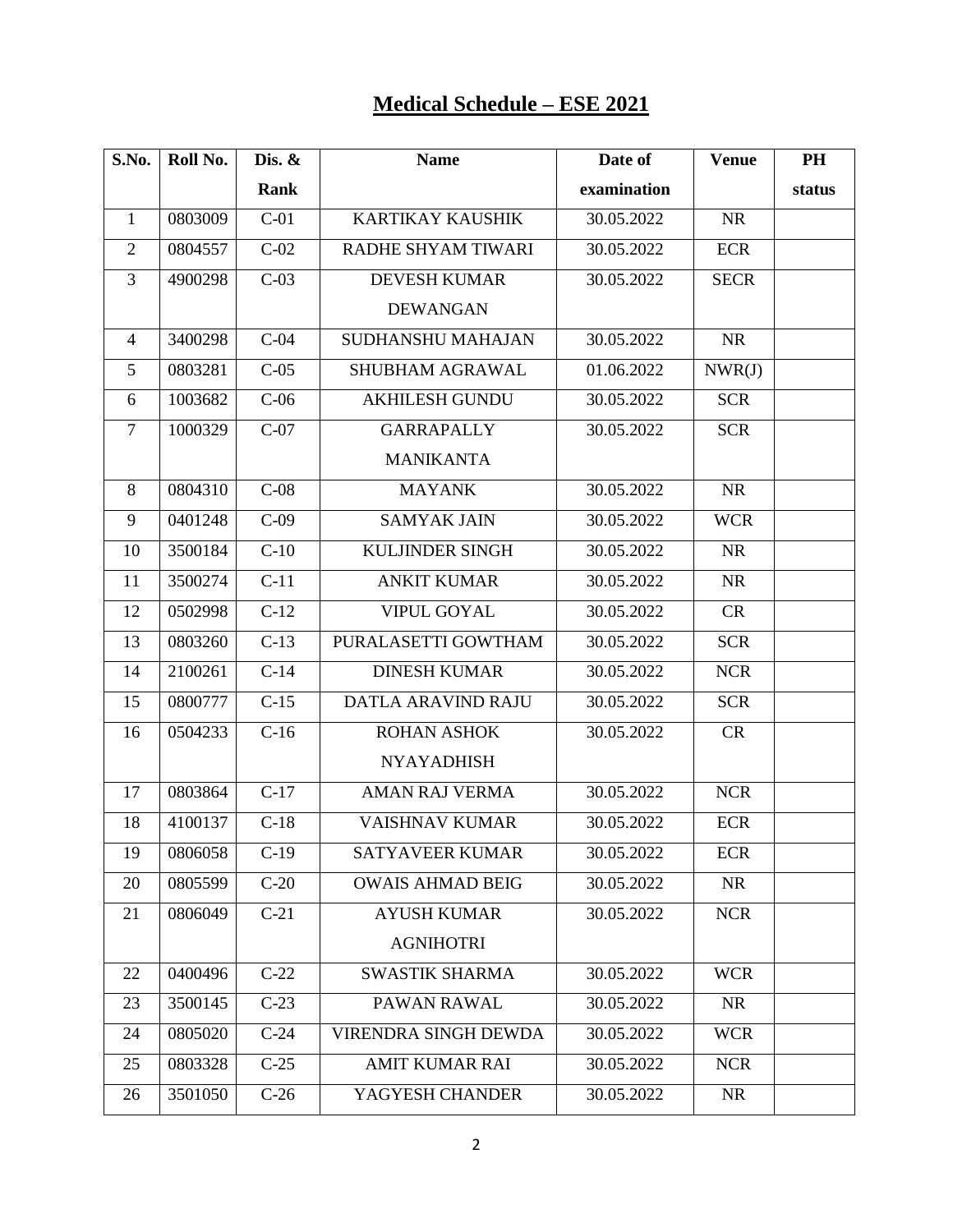# Medical Schedule – ESE 2021

| S.No. | Roll No. | Dis. & Rank | Name | Date of examination | Venue | PH status |
|---|---|---|---|---|---|---|
| 1 | 0803009 | C-01 | KARTIKAY KAUSHIK | 30.05.2022 | NR | |
| 2 | 0804557 | C-02 | RADHE SHYAM TIWARI | 30.05.2022 | ECR | |
| 3 | 4900298 | C-03 | DEVESH KUMAR DEWANGAN | 30.05.2022 | SECR | |
| 4 | 3400298 | C-04 | SUDHANSHU MAHAJAN | 30.05.2022 | NR | |
| 5 | 0803281 | C-05 | SHUBHAM AGRAWAL | 01.06.2022 | NWR(J) | |
| 6 | 1003682 | C-06 | AKHILESH GUNDU | 30.05.2022 | SCR | |
| 7 | 1000329 | C-07 | GARRAPALLY MANIKANTA | 30.05.2022 | SCR | |
| 8 | 0804310 | C-08 | MAYANK | 30.05.2022 | NR | |
| 9 | 0401248 | C-09 | SAMYAK JAIN | 30.05.2022 | WCR | |
| 10 | 3500184 | C-10 | KULJINDER SINGH | 30.05.2022 | NR | |
| 11 | 3500274 | C-11 | ANKIT KUMAR | 30.05.2022 | NR | |
| 12 | 0502998 | C-12 | VIPUL GOYAL | 30.05.2022 | CR | |
| 13 | 0803260 | C-13 | PURALASETTI GOWTHAM | 30.05.2022 | SCR | |
| 14 | 2100261 | C-14 | DINESH KUMAR | 30.05.2022 | NCR | |
| 15 | 0800777 | C-15 | DATLA ARAVIND RAJU | 30.05.2022 | SCR | |
| 16 | 0504233 | C-16 | ROHAN ASHOK NYAYADHISH | 30.05.2022 | CR | |
| 17 | 0803864 | C-17 | AMAN RAJ VERMA | 30.05.2022 | NCR | |
| 18 | 4100137 | C-18 | VAISHNAV KUMAR | 30.05.2022 | ECR | |
| 19 | 0806058 | C-19 | SATYAVEER KUMAR | 30.05.2022 | ECR | |
| 20 | 0805599 | C-20 | OWAIS AHMAD BEIG | 30.05.2022 | NR | |
| 21 | 0806049 | C-21 | AYUSH KUMAR AGNIHOTRI | 30.05.2022 | NCR | |
| 22 | 0400496 | C-22 | SWASTIK SHARMA | 30.05.2022 | WCR | |
| 23 | 3500145 | C-23 | PAWAN RAWAL | 30.05.2022 | NR | |
| 24 | 0805020 | C-24 | VIRENDRA SINGH DEWDA | 30.05.2022 | WCR | |
| 25 | 0803328 | C-25 | AMIT KUMAR RAI | 30.05.2022 | NCR | |
| 26 | 3501050 | C-26 | YAGYESH CHANDER | 30.05.2022 | NR | |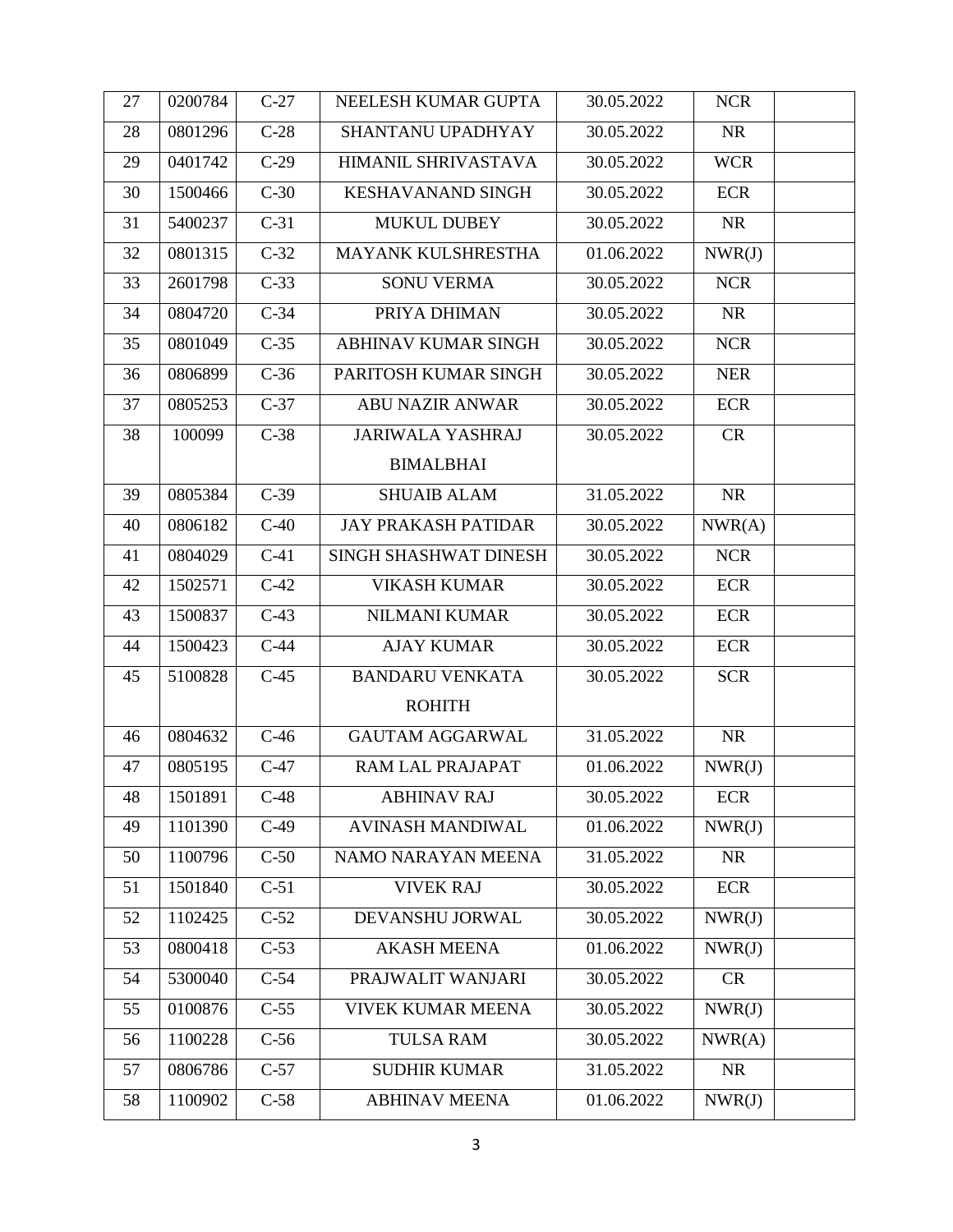| 27 | 0200784 | C-27 | NEELESH KUMAR GUPTA | 30.05.2022 | NCR | |
|---|---|---|---|---|---|---|
| 28 | 0801296 | C-28 | SHANTANU UPADHYAY | 30.05.2022 | NR | |
| 29 | 0401742 | C-29 | HIMANIL SHRIVASTAVA | 30.05.2022 | WCR | |
| 30 | 1500466 | C-30 | KESHAVANAND SINGH | 30.05.2022 | ECR | |
| 31 | 5400237 | C-31 | MUKUL DUBEY | 30.05.2022 | NR | |
| 32 | 0801315 | C-32 | MAYANK KULSHRESTHA | 01.06.2022 | NWR(J) | |
| 33 | 2601798 | C-33 | SONU VERMA | 30.05.2022 | NCR | |
| 34 | 0804720 | C-34 | PRIYA DHIMAN | 30.05.2022 | NR | |
| 35 | 0801049 | C-35 | ABHINAV KUMAR SINGH | 30.05.2022 | NCR | |
| 36 | 0806899 | C-36 | PARITOSH KUMAR SINGH | 30.05.2022 | NER | |
| 37 | 0805253 | C-37 | ABU NAZIR ANWAR | 30.05.2022 | ECR | |
| 38 | 100099 | C-38 | JARIWALA YASHRAJ BIMALBHAI | 30.05.2022 | CR | |
| 39 | 0805384 | C-39 | SHUAIB ALAM | 31.05.2022 | NR | |
| 40 | 0806182 | C-40 | JAY PRAKASH PATIDAR | 30.05.2022 | NWR(A) | |
| 41 | 0804029 | C-41 | SINGH SHASHWAT DINESH | 30.05.2022 | NCR | |
| 42 | 1502571 | C-42 | VIKASH KUMAR | 30.05.2022 | ECR | |
| 43 | 1500837 | C-43 | NILMANI KUMAR | 30.05.2022 | ECR | |
| 44 | 1500423 | C-44 | AJAY KUMAR | 30.05.2022 | ECR | |
| 45 | 5100828 | C-45 | BANDARU VENKATA ROHITH | 30.05.2022 | SCR | |
| 46 | 0804632 | C-46 | GAUTAM AGGARWAL | 31.05.2022 | NR | |
| 47 | 0805195 | C-47 | RAM LAL PRAJAPAT | 01.06.2022 | NWR(J) | |
| 48 | 1501891 | C-48 | ABHINAV RAJ | 30.05.2022 | ECR | |
| 49 | 1101390 | C-49 | AVINASH MANDIWAL | 01.06.2022 | NWR(J) | |
| 50 | 1100796 | C-50 | NAMO NARAYAN MEENA | 31.05.2022 | NR | |
| 51 | 1501840 | C-51 | VIVEK RAJ | 30.05.2022 | ECR | |
| 52 | 1102425 | C-52 | DEVANSHU JORWAL | 30.05.2022 | NWR(J) | |
| 53 | 0800418 | C-53 | AKASH MEENA | 01.06.2022 | NWR(J) | |
| 54 | 5300040 | C-54 | PRAJWALIT WANJARI | 30.05.2022 | CR | |
| 55 | 0100876 | C-55 | VIVEK KUMAR MEENA | 30.05.2022 | NWR(J) | |
| 56 | 1100228 | C-56 | TULSA RAM | 30.05.2022 | NWR(A) | |
| 57 | 0806786 | C-57 | SUDHIR KUMAR | 31.05.2022 | NR | |
| 58 | 1100902 | C-58 | ABHINAV MEENA | 01.06.2022 | NWR(J) | |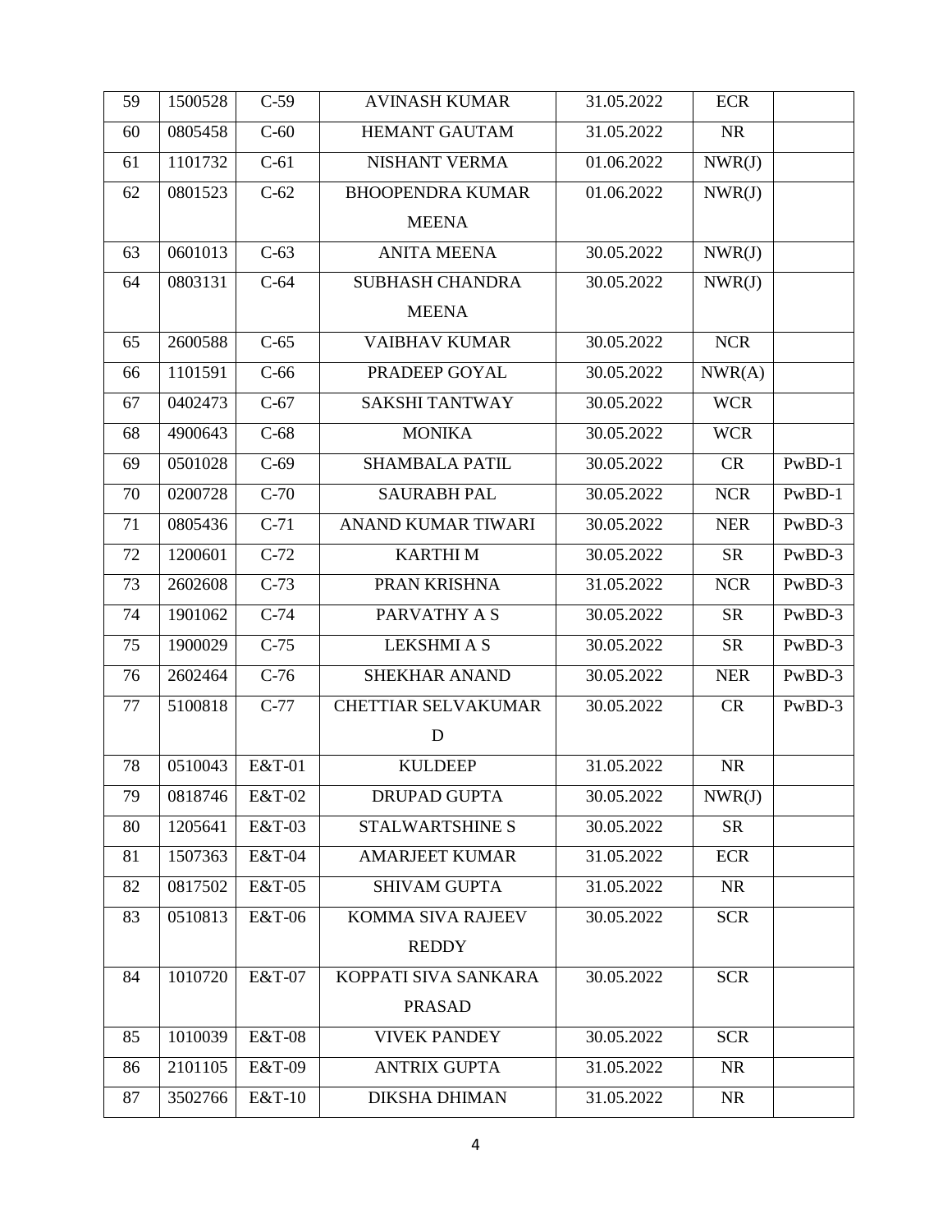| 59 | 1500528 | C-59 | AVINASH KUMAR | 31.05.2022 | ECR | |
|---|---|---|---|---|---|---|
| 60 | 0805458 | C-60 | HEMANT GAUTAM | 31.05.2022 | NR | |
| 61 | 1101732 | C-61 | NISHANT VERMA | 01.06.2022 | NWR(J) | |
| 62 | 0801523 | C-62 | BHOOPENDRA KUMAR MEENA | 01.06.2022 | NWR(J) | |
| 63 | 0601013 | C-63 | ANITA MEENA | 30.05.2022 | NWR(J) | |
| 64 | 0803131 | C-64 | SUBHASH CHANDRA MEENA | 30.05.2022 | NWR(J) | |
| 65 | 2600588 | C-65 | VAIBHAV KUMAR | 30.05.2022 | NCR | |
| 66 | 1101591 | C-66 | PRADEEP GOYAL | 30.05.2022 | NWR(A) | |
| 67 | 0402473 | C-67 | SAKSHI TANTWAY | 30.05.2022 | WCR | |
| 68 | 4900643 | C-68 | MONIKA | 30.05.2022 | WCR | |
| 69 | 0501028 | C-69 | SHAMBALA PATIL | 30.05.2022 | CR | PwBD-1 |
| 70 | 0200728 | C-70 | SAURABH PAL | 30.05.2022 | NCR | PwBD-1 |
| 71 | 0805436 | C-71 | ANAND KUMAR TIWARI | 30.05.2022 | NER | PwBD-3 |
| 72 | 1200601 | C-72 | KARTHI M | 30.05.2022 | SR | PwBD-3 |
| 73 | 2602608 | C-73 | PRAN KRISHNA | 31.05.2022 | NCR | PwBD-3 |
| 74 | 1901062 | C-74 | PARVATHY A S | 30.05.2022 | SR | PwBD-3 |
| 75 | 1900029 | C-75 | LEKSHMI A S | 30.05.2022 | SR | PwBD-3 |
| 76 | 2602464 | C-76 | SHEKHAR ANAND | 30.05.2022 | NER | PwBD-3 |
| 77 | 5100818 | C-77 | CHETTIAR SELVAKUMAR D | 30.05.2022 | CR | PwBD-3 |
| 78 | 0510043 | E&T-01 | KULDEEP | 31.05.2022 | NR | |
| 79 | 0818746 | E&T-02 | DRUPAD GUPTA | 30.05.2022 | NWR(J) | |
| 80 | 1205641 | E&T-03 | STALWARTSHINE S | 30.05.2022 | SR | |
| 81 | 1507363 | E&T-04 | AMARJEET KUMAR | 31.05.2022 | ECR | |
| 82 | 0817502 | E&T-05 | SHIVAM GUPTA | 31.05.2022 | NR | |
| 83 | 0510813 | E&T-06 | KOMMA SIVA RAJEEV REDDY | 30.05.2022 | SCR | |
| 84 | 1010720 | E&T-07 | KOPPATI SIVA SANKARA PRASAD | 30.05.2022 | SCR | |
| 85 | 1010039 | E&T-08 | VIVEK PANDEY | 30.05.2022 | SCR | |
| 86 | 2101105 | E&T-09 | ANTRIX GUPTA | 31.05.2022 | NR | |
| 87 | 3502766 | E&T-10 | DIKSHA DHIMAN | 31.05.2022 | NR | |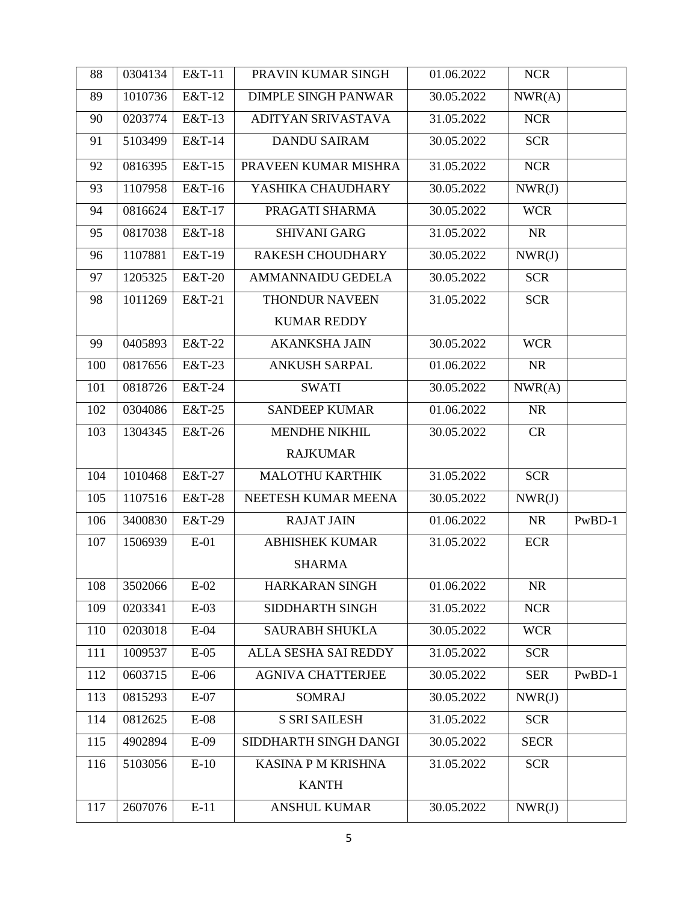| 88 | 0304134 | E&T-11 | PRAVIN KUMAR SINGH | 01.06.2022 | NCR | |
|---|---|---|---|---|---|---|
| 89 | 1010736 | E&T-12 | DIMPLE SINGH PANWAR | 30.05.2022 | NWR(A) | |
| 90 | 0203774 | E&T-13 | ADITYAN SRIVASTAVA | 31.05.2022 | NCR | |
| 91 | 5103499 | E&T-14 | DANDU SAIRAM | 30.05.2022 | SCR | |
| 92 | 0816395 | E&T-15 | PRAVEEN KUMAR MISHRA | 31.05.2022 | NCR | |
| 93 | 1107958 | E&T-16 | YASHIKA CHAUDHARY | 30.05.2022 | NWR(J) | |
| 94 | 0816624 | E&T-17 | PRAGATI SHARMA | 30.05.2022 | WCR | |
| 95 | 0817038 | E&T-18 | SHIVANI GARG | 31.05.2022 | NR | |
| 96 | 1107881 | E&T-19 | RAKESH CHOUDHARY | 30.05.2022 | NWR(J) | |
| 97 | 1205325 | E&T-20 | AMMANNAIDU GEDELA | 30.05.2022 | SCR | |
| 98 | 1011269 | E&T-21 | THONDUR NAVEEN KUMAR REDDY | 31.05.2022 | SCR | |
| 99 | 0405893 | E&T-22 | AKANKSHA JAIN | 30.05.2022 | WCR | |
| 100 | 0817656 | E&T-23 | ANKUSH SARPAL | 01.06.2022 | NR | |
| 101 | 0818726 | E&T-24 | SWATI | 30.05.2022 | NWR(A) | |
| 102 | 0304086 | E&T-25 | SANDEEP KUMAR | 01.06.2022 | NR | |
| 103 | 1304345 | E&T-26 | MENDHE NIKHIL RAJKUMAR | 30.05.2022 | CR | |
| 104 | 1010468 | E&T-27 | MALOTHU KARTHIK | 31.05.2022 | SCR | |
| 105 | 1107516 | E&T-28 | NEETESH KUMAR MEENA | 30.05.2022 | NWR(J) | |
| 106 | 3400830 | E&T-29 | RAJAT JAIN | 01.06.2022 | NR | PwBD-1 |
| 107 | 1506939 | E-01 | ABHISHEK KUMAR SHARMA | 31.05.2022 | ECR | |
| 108 | 3502066 | E-02 | HARKARAN SINGH | 01.06.2022 | NR | |
| 109 | 0203341 | E-03 | SIDDHARTH SINGH | 31.05.2022 | NCR | |
| 110 | 0203018 | E-04 | SAURABH SHUKLA | 30.05.2022 | WCR | |
| 111 | 1009537 | E-05 | ALLA SESHA SAI REDDY | 31.05.2022 | SCR | |
| 112 | 0603715 | E-06 | AGNIVA CHATTERJEE | 30.05.2022 | SER | PwBD-1 |
| 113 | 0815293 | E-07 | SOMRAJ | 30.05.2022 | NWR(J) | |
| 114 | 0812625 | E-08 | S SRI SAILESH | 31.05.2022 | SCR | |
| 115 | 4902894 | E-09 | SIDDHARTH SINGH DANGI | 30.05.2022 | SECR | |
| 116 | 5103056 | E-10 | KASINA P M KRISHNA KANTH | 31.05.2022 | SCR | |
| 117 | 2607076 | E-11 | ANSHUL KUMAR | 30.05.2022 | NWR(J) | |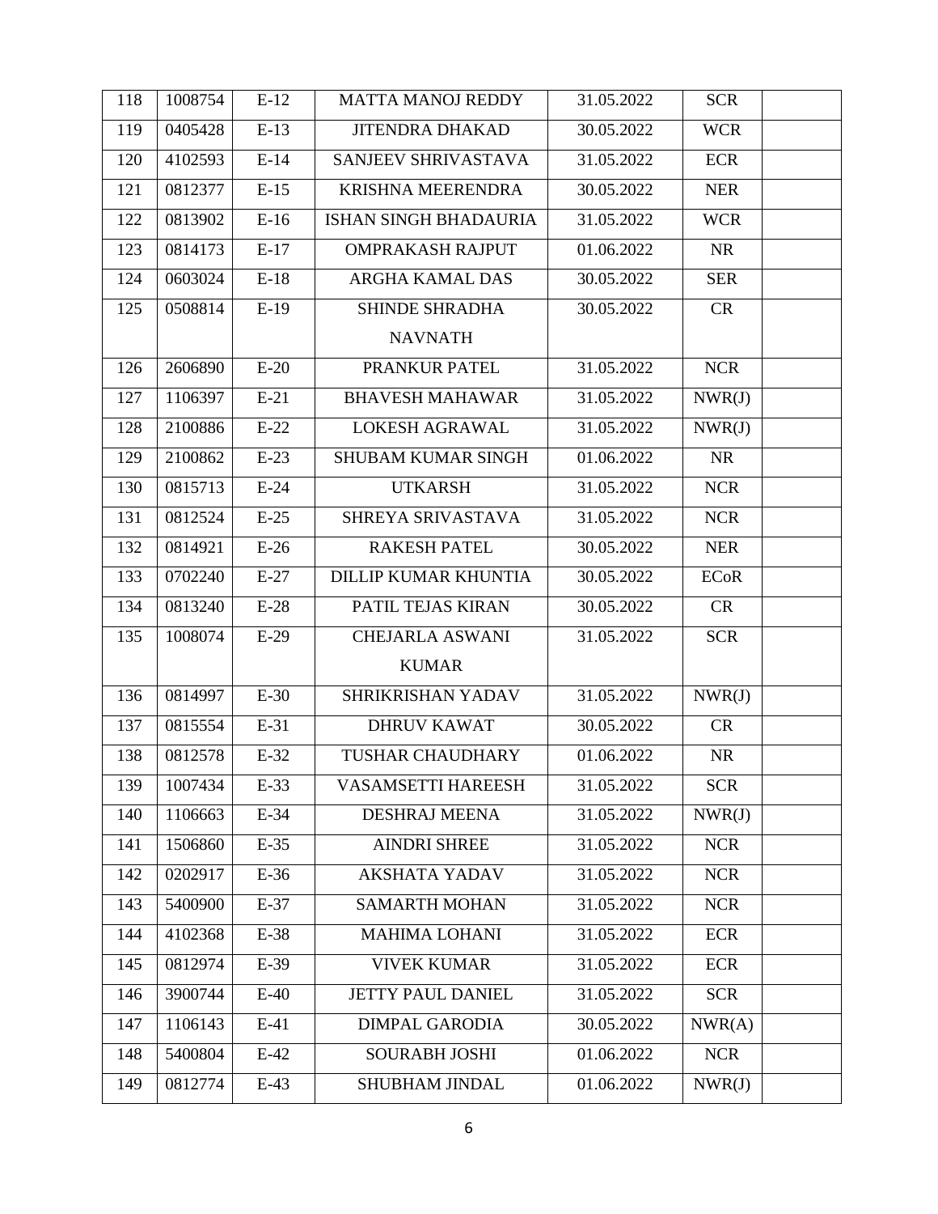| 118 | 1008754 | E-12 | MATTA MANOJ REDDY | 31.05.2022 | SCR | |
|---|---|---|---|---|---|---|
| 119 | 0405428 | E-13 | JITENDRA DHAKAD | 30.05.2022 | WCR | |
| 120 | 4102593 | E-14 | SANJEEV SHRIVASTAVA | 31.05.2022 | ECR | |
| 121 | 0812377 | E-15 | KRISHNA MEERENDRA | 30.05.2022 | NER | |
| 122 | 0813902 | E-16 | ISHAN SINGH BHADAURIA | 31.05.2022 | WCR | |
| 123 | 0814173 | E-17 | OMPRAKASH RAJPUT | 01.06.2022 | NR | |
| 124 | 0603024 | E-18 | ARGHA KAMAL DAS | 30.05.2022 | SER | |
| 125 | 0508814 | E-19 | SHINDE SHRADHA NAVNATH | 30.05.2022 | CR | |
| 126 | 2606890 | E-20 | PRANKUR PATEL | 31.05.2022 | NCR | |
| 127 | 1106397 | E-21 | BHAVESH MAHAWAR | 31.05.2022 | NWR(J) | |
| 128 | 2100886 | E-22 | LOKESH AGRAWAL | 31.05.2022 | NWR(J) | |
| 129 | 2100862 | E-23 | SHUBAM KUMAR SINGH | 01.06.2022 | NR | |
| 130 | 0815713 | E-24 | UTKARSH | 31.05.2022 | NCR | |
| 131 | 0812524 | E-25 | SHREYA SRIVASTAVA | 31.05.2022 | NCR | |
| 132 | 0814921 | E-26 | RAKESH PATEL | 30.05.2022 | NER | |
| 133 | 0702240 | E-27 | DILLIP KUMAR KHUNTIA | 30.05.2022 | ECoR | |
| 134 | 0813240 | E-28 | PATIL TEJAS KIRAN | 30.05.2022 | CR | |
| 135 | 1008074 | E-29 | CHEJARLA ASWANI KUMAR | 31.05.2022 | SCR | |
| 136 | 0814997 | E-30 | SHRIKRISHAN YADAV | 31.05.2022 | NWR(J) | |
| 137 | 0815554 | E-31 | DHRUV KAWAT | 30.05.2022 | CR | |
| 138 | 0812578 | E-32 | TUSHAR CHAUDHARY | 01.06.2022 | NR | |
| 139 | 1007434 | E-33 | VASAMSETTI HAREESH | 31.05.2022 | SCR | |
| 140 | 1106663 | E-34 | DESHRAJ MEENA | 31.05.2022 | NWR(J) | |
| 141 | 1506860 | E-35 | AINDRI SHREE | 31.05.2022 | NCR | |
| 142 | 0202917 | E-36 | AKSHATA YADAV | 31.05.2022 | NCR | |
| 143 | 5400900 | E-37 | SAMARTH MOHAN | 31.05.2022 | NCR | |
| 144 | 4102368 | E-38 | MAHIMA LOHANI | 31.05.2022 | ECR | |
| 145 | 0812974 | E-39 | VIVEK KUMAR | 31.05.2022 | ECR | |
| 146 | 3900744 | E-40 | JETTY PAUL DANIEL | 31.05.2022 | SCR | |
| 147 | 1106143 | E-41 | DIMPAL GARODIA | 30.05.2022 | NWR(A) | |
| 148 | 5400804 | E-42 | SOURABH JOSHI | 01.06.2022 | NCR | |
| 149 | 0812774 | E-43 | SHUBHAM JINDAL | 01.06.2022 | NWR(J) | |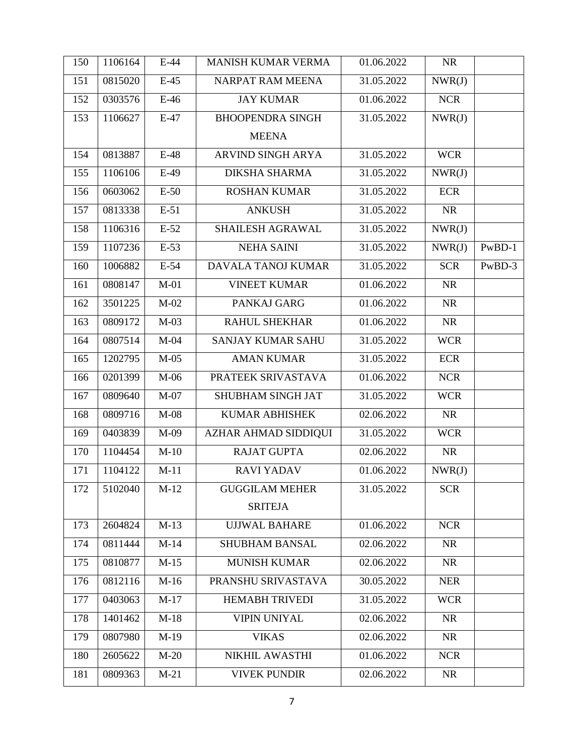| 150 | 1106164 | E-44 | MANISH KUMAR VERMA | 01.06.2022 | NR | |
|---|---|---|---|---|---|---|
| 151 | 0815020 | E-45 | NARPAT RAM MEENA | 31.05.2022 | NWR(J) | |
| 152 | 0303576 | E-46 | JAY KUMAR | 01.06.2022 | NCR | |
| 153 | 1106627 | E-47 | BHOOPENDRA SINGH MEENA | 31.05.2022 | NWR(J) | |
| 154 | 0813887 | E-48 | ARVIND SINGH ARYA | 31.05.2022 | WCR | |
| 155 | 1106106 | E-49 | DIKSHA SHARMA | 31.05.2022 | NWR(J) | |
| 156 | 0603062 | E-50 | ROSHAN KUMAR | 31.05.2022 | ECR | |
| 157 | 0813338 | E-51 | ANKUSH | 31.05.2022 | NR | |
| 158 | 1106316 | E-52 | SHAILESH AGRAWAL | 31.05.2022 | NWR(J) | |
| 159 | 1107236 | E-53 | NEHA SAINI | 31.05.2022 | NWR(J) | PwBD-1 |
| 160 | 1006882 | E-54 | DAVALA TANOJ KUMAR | 31.05.2022 | SCR | PwBD-3 |
| 161 | 0808147 | M-01 | VINEET KUMAR | 01.06.2022 | NR | |
| 162 | 3501225 | M-02 | PANKAJ GARG | 01.06.2022 | NR | |
| 163 | 0809172 | M-03 | RAHUL SHEKHAR | 01.06.2022 | NR | |
| 164 | 0807514 | M-04 | SANJAY KUMAR SAHU | 31.05.2022 | WCR | |
| 165 | 1202795 | M-05 | AMAN KUMAR | 31.05.2022 | ECR | |
| 166 | 0201399 | M-06 | PRATEEK SRIVASTAVA | 01.06.2022 | NCR | |
| 167 | 0809640 | M-07 | SHUBHAM SINGH JAT | 31.05.2022 | WCR | |
| 168 | 0809716 | M-08 | KUMAR ABHISHEK | 02.06.2022 | NR | |
| 169 | 0403839 | M-09 | AZHAR AHMAD SIDDIQUI | 31.05.2022 | WCR | |
| 170 | 1104454 | M-10 | RAJAT GUPTA | 02.06.2022 | NR | |
| 171 | 1104122 | M-11 | RAVI YADAV | 01.06.2022 | NWR(J) | |
| 172 | 5102040 | M-12 | GUGGILAM MEHER SRITEJA | 31.05.2022 | SCR | |
| 173 | 2604824 | M-13 | UJJWAL BAHARE | 01.06.2022 | NCR | |
| 174 | 0811444 | M-14 | SHUBHAM BANSAL | 02.06.2022 | NR | |
| 175 | 0810877 | M-15 | MUNISH KUMAR | 02.06.2022 | NR | |
| 176 | 0812116 | M-16 | PRANSHU SRIVASTAVA | 30.05.2022 | NER | |
| 177 | 0403063 | M-17 | HEMABH TRIVEDI | 31.05.2022 | WCR | |
| 178 | 1401462 | M-18 | VIPIN UNIYAL | 02.06.2022 | NR | |
| 179 | 0807980 | M-19 | VIKAS | 02.06.2022 | NR | |
| 180 | 2605622 | M-20 | NIKHIL AWASTHI | 01.06.2022 | NCR | |
| 181 | 0809363 | M-21 | VIVEK PUNDIR | 02.06.2022 | NR | |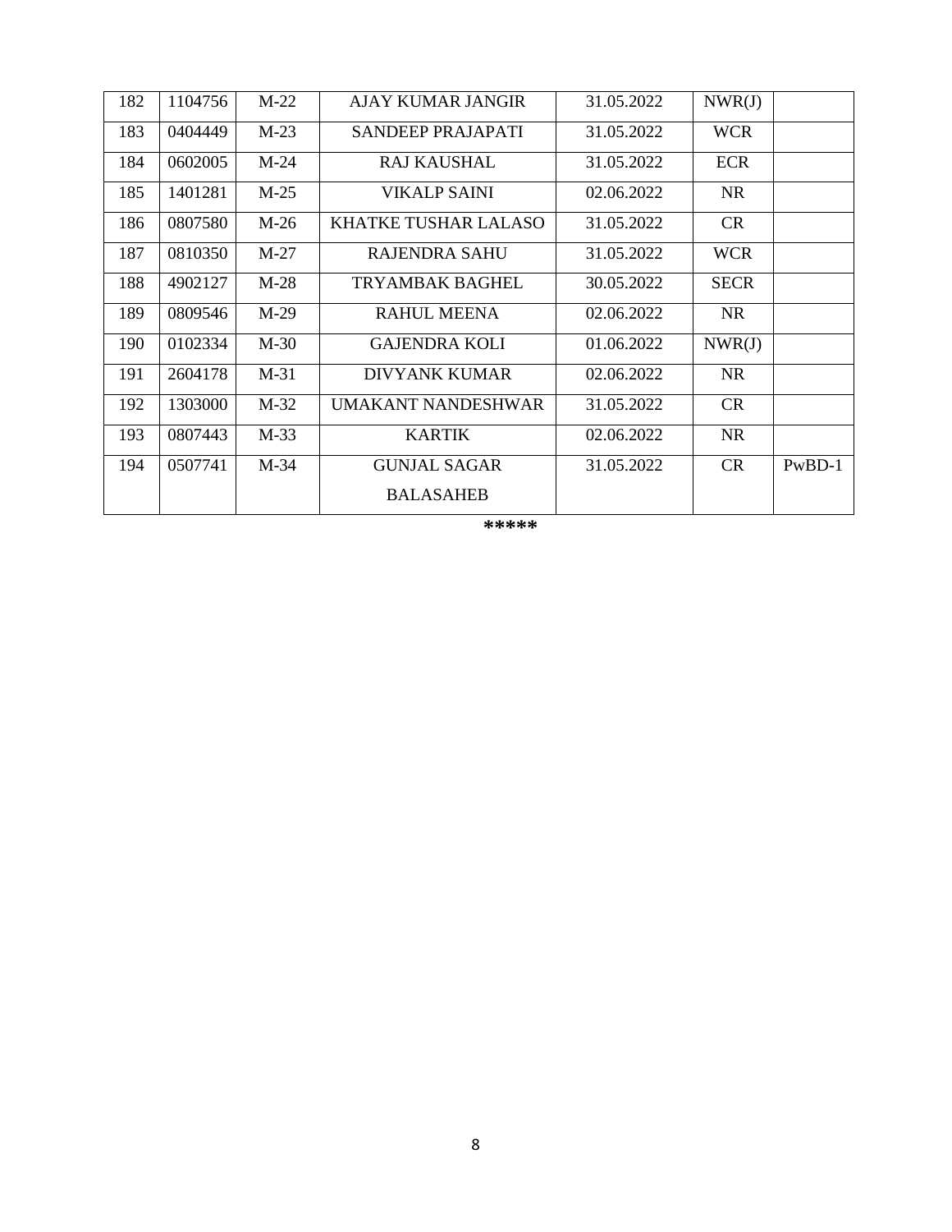| | | | | | | |
|---|---|---|---|---|---|---|
| 182 | 1104756 | M-22 | AJAY KUMAR JANGIR | 31.05.2022 | NWR(J) | |
| 183 | 0404449 | M-23 | SANDEEP PRAJAPATI | 31.05.2022 | WCR | |
| 184 | 0602005 | M-24 | RAJ KAUSHAL | 31.05.2022 | ECR | |
| 185 | 1401281 | M-25 | VIKALP SAINI | 02.06.2022 | NR | |
| 186 | 0807580 | M-26 | KHATKE TUSHAR LALASO | 31.05.2022 | CR | |
| 187 | 0810350 | M-27 | RAJENDRA SAHU | 31.05.2022 | WCR | |
| 188 | 4902127 | M-28 | TRYAMBAK BAGHEL | 30.05.2022 | SECR | |
| 189 | 0809546 | M-29 | RAHUL MEENA | 02.06.2022 | NR | |
| 190 | 0102334 | M-30 | GAJENDRA KOLI | 01.06.2022 | NWR(J) | |
| 191 | 2604178 | M-31 | DIVYANK KUMAR | 02.06.2022 | NR | |
| 192 | 1303000 | M-32 | UMAKANT NANDESHWAR | 31.05.2022 | CR | |
| 193 | 0807443 | M-33 | KARTIK | 02.06.2022 | NR | |
| 194 | 0507741 | M-34 | GUNJAL SAGAR BALASAHEB | 31.05.2022 | CR | PwBD-1 |

*****